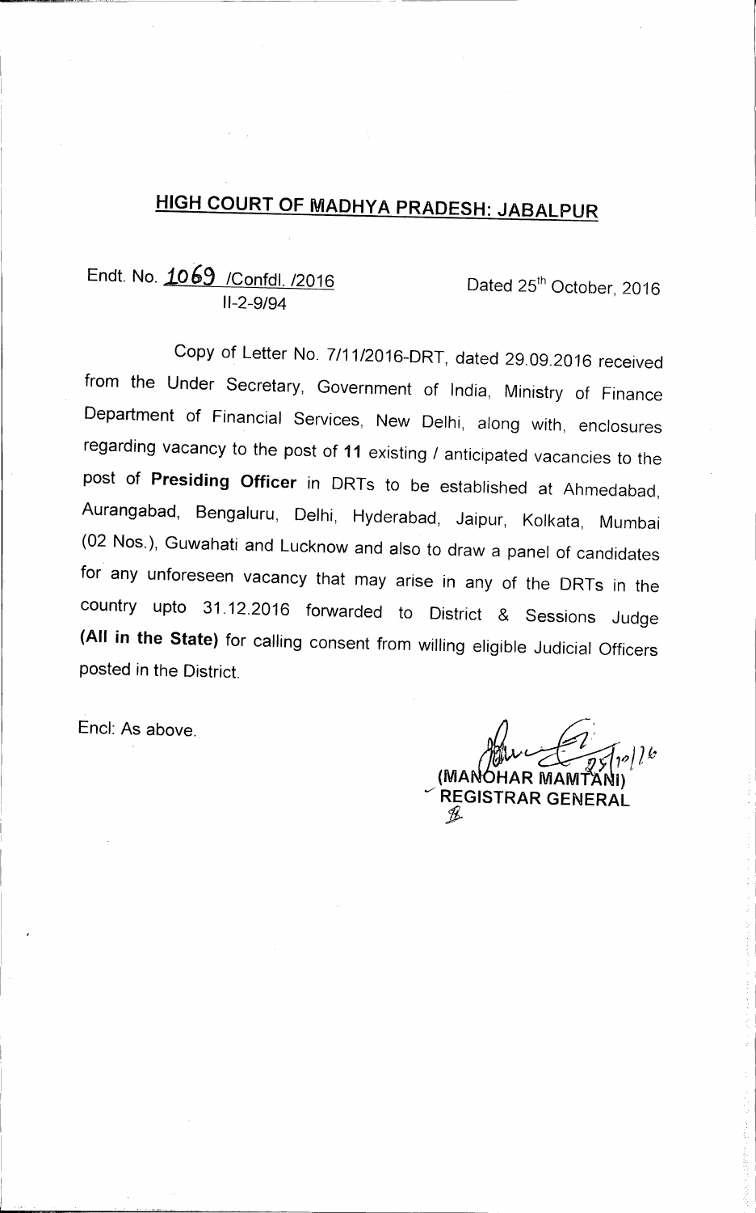# HIGH COURT OF MADHYA PRADESH: JABALPUR

Endt. No. 1069 /Confdl. /2016 Dated 25th October, 2016
II-2-9/94

Copy of Letter No. 7/11/2016-DRT, dated 29.09.2016 received from the Under Secretary, Government of India, Ministry of Finance Department of Financial Services, New Delhi, along with, enclosures regarding vacancy to the post of **11** existing / anticipated vacancies to the post of **Presiding Officer** in DRTs to be established at Ahmedabad, Aurangabad, Bengaluru, Delhi, Hyderabad, Jaipur, Kolkata, Mumbai (02 Nos.), Guwahati and Lucknow and also to draw a panel of candidates for any unforeseen vacancy that may arise in any of the DRTs in the country upto 31.12.2016 forwarded to District & Sessions Judge **(All in the State)** for calling consent from willing eligible Judicial Officers posted in the District.

Encl: As above.

25/10/16
(MANOHAR MAMTANI)
REGISTRAR GENERAL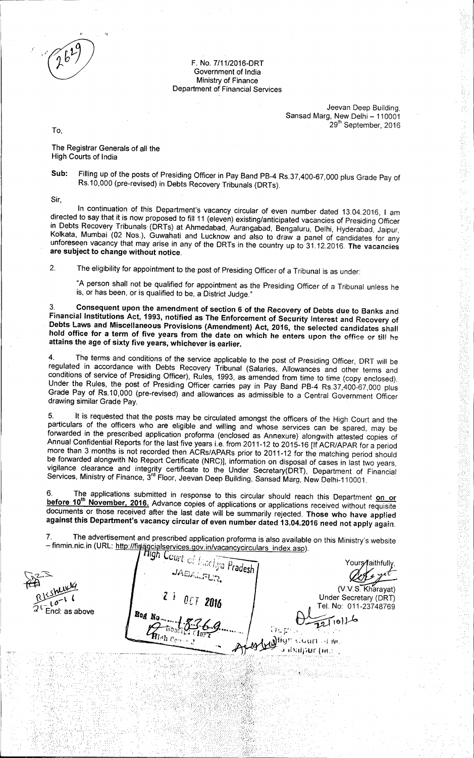F. No. 7/11/2016-DRT
Government of India
Ministry of Finance
Department of Financial Services

Jeevan Deep Building,
Sansad Marg, New Delhi – 110001
29th September, 2016

To,

The Registrar Generals of all the
High Courts of India

**Sub:** Filling up of the posts of Presiding Officer in Pay Band PB-4 Rs.37,400-67,000 plus Grade Pay of Rs.10,000 (pre-revised) in Debts Recovery Tribunals (DRTs).

Sir,

In continuation of this Department's vacancy circular of even number dated 13.04.2016, I am directed to say that it is now proposed to fill 11 (eleven) existing/anticipated vacancies of Presiding Officer in Debts Recovery Tribunals (DRTs) at Ahmedabad, Aurangabad, Bengaluru, Delhi, Hyderabad, Jaipur, Kolkata, Mumbai (02 Nos.), Guwahati and Lucknow and also to draw a panel of candidates for any unforeseen vacancy that may arise in any of the DRTs in the country up to 31.12.2016. **The vacancies are subject to change without notice.**

2. The eligibility for appointment to the post of Presiding Officer of a Tribunal is as under:

"A person shall not be qualified for appointment as the Presiding Officer of a Tribunal unless he is, or has been, or is qualified to be, a District Judge."

3. **Consequent upon the amendment of section 6 of the Recovery of Debts due to Banks and Financial Institutions Act, 1993, notified as The Enforcement of Security Interest and Recovery of Debts Laws and Miscellaneous Provisions (Amendment) Act, 2016, the selected candidates shall hold office for a term of five years from the date on which he enters upon the office or till he attains the age of sixty five years, whichever is earlier.**

4. The terms and conditions of the service applicable to the post of Presiding Officer, DRT will be regulated in accordance with Debts Recovery Tribunal (Salaries, Allowances and other terms and conditions of service of Presiding Officer), Rules, 1993, as amended from time to time (copy enclosed). Under the Rules, the post of Presiding Officer carries pay in Pay Band PB-4 Rs.37,400-67,000 plus Grade Pay of Rs.10,000 (pre-revised) and allowances as admissible to a Central Government Officer drawing similar Grade Pay.

5. It is requested that the posts may be circulated amongst the officers of the High Court and the particulars of the officers who are eligible and willing and whose services can be spared, may be forwarded in the prescribed application proforma (enclosed as Annexure) alongwith attested copies of Annual Confidential Reports for the last five years i.e. from 2011-12 to 2015-16 [If ACR/APAR for a period more than 3 months is not recorded then ACRs/APARs prior to 2011-12 for the matching period should be forwarded alongwith No Report Certificate (NRC)], information on disposal of cases in last two years, vigilance clearance and integrity certificate to the Under Secretary(DRT), Department of Financial Services, Ministry of Finance, 3rd Floor, Jeevan Deep Building, Sansad Marg, New Delhi-110001.

6. The applications submitted in response to this circular should reach this Department **on or before 10th November, 2016.** Advance copies of applications or applications received without requisite documents or those received after the last date will be summarily rejected. **Those who have applied against this Department's vacancy circular of even number dated 13.04.2016 need not apply again.**

7. The advertisement and prescribed application proforma is also available on this Ministry's website – finmin.nic.in (URL: http://financialservices.gov.in/vacancycirculars_index.asp).

Yours faithfully,

(V.V.S. Kharayat)
Under Secretary (DRT)
Tel. No: 011-23748769

Encl: as above

High Court of Madhya Pradesh
JABALPUR.
21 OCT 2016
Reg No. 18769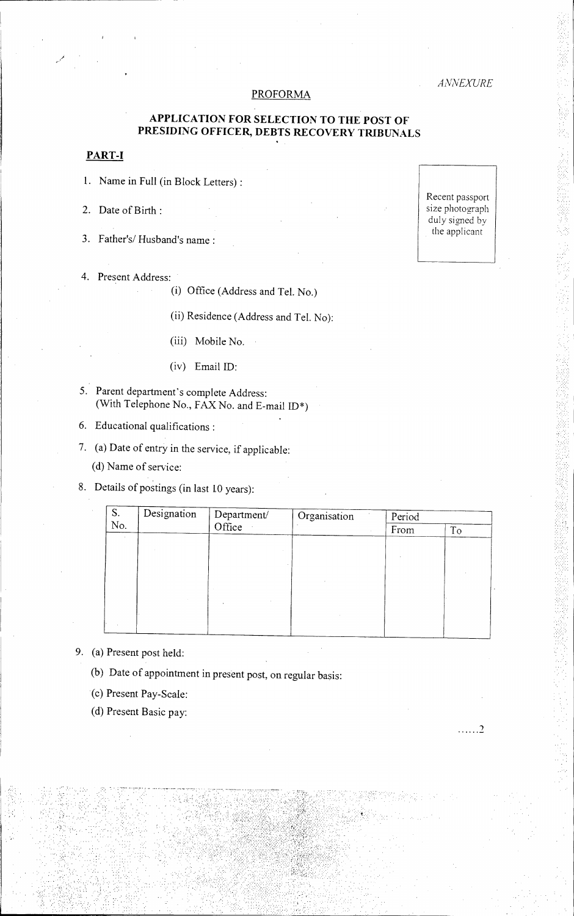*ANNEXURE*

PROFORMA

## APPLICATION FOR SELECTION TO THE POST OF PRESIDING OFFICER, DEBTS RECOVERY TRIBUNALS

### PART-I

Recent passport size photograph duly signed by the applicant

1. Name in Full (in Block Letters) :
2. Date of Birth :
3. Father's/ Husband's name :
4. Present Address:
   - (i) Office (Address and Tel. No.)
   - (ii) Residence (Address and Tel. No):
   - (iii) Mobile No.
   - (iv) Email ID:
5. Parent department's complete Address: (With Telephone No., FAX No. and E-mail ID*)
6. Educational qualifications :
7. (a) Date of entry in the service, if applicable:

   (d) Name of service:
8. Details of postings (in last 10 years):

| S. No. | Designation | Department/ Office | Organisation | Period | |
|---|---|---|---|---|---|
| | | | | From | To |
| | | | | | |

9. (a) Present post held:

   (b) Date of appointment in present post, on regular basis:

   (c) Present Pay-Scale:

   (d) Present Basic pay:

......2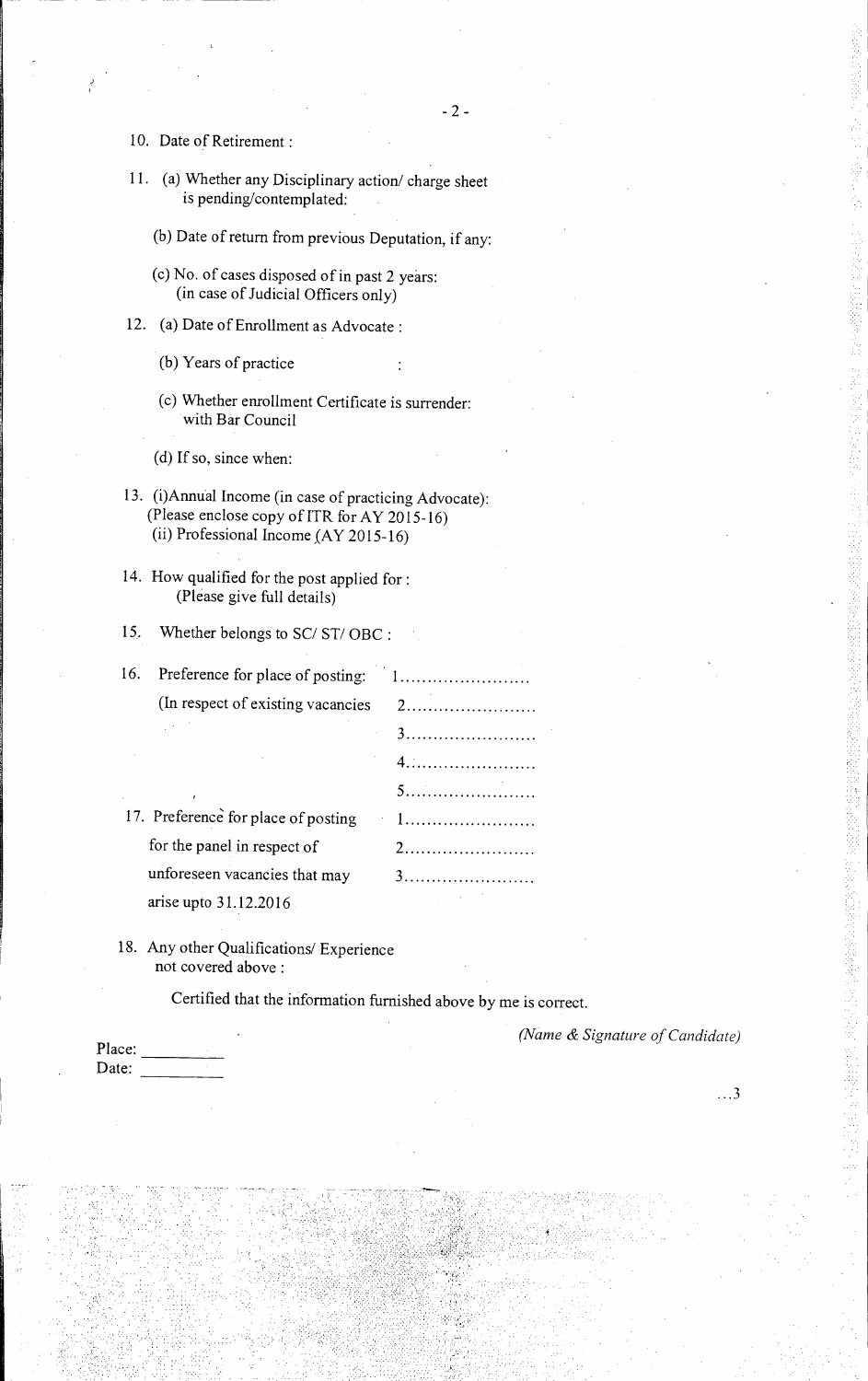10. Date of Retirement :

11. (a) Whether any Disciplinary action/ charge sheet is pending/contemplated:

    (b) Date of return from previous Deputation, if any:

    (c) No. of cases disposed of in past 2 years: (in case of Judicial Officers only)

12. (a) Date of Enrollment as Advocate :

    (b) Years of practice :

    (c) Whether enrollment Certificate is surrender: with Bar Council

    (d) If so, since when:

13. (i)Annual Income (in case of practicing Advocate): (Please enclose copy of ITR for AY 2015-16)
    (ii) Professional Income (AY 2015-16)

14. How qualified for the post applied for : (Please give full details)

15. Whether belongs to SC/ ST/ OBC :

16. Preference for place of posting: (In respect of existing vacancies
    1........................
    2........................
    3........................
    4........................
    5........................

17. Preference for place of posting for the panel in respect of unforeseen vacancies that may arise upto 31.12.2016
    1........................
    2........................
    3........................

18. Any other Qualifications/ Experience not covered above :

Certified that the information furnished above by me is correct.

*(Name & Signature of Candidate)*

Place: __________
Date: __________

...3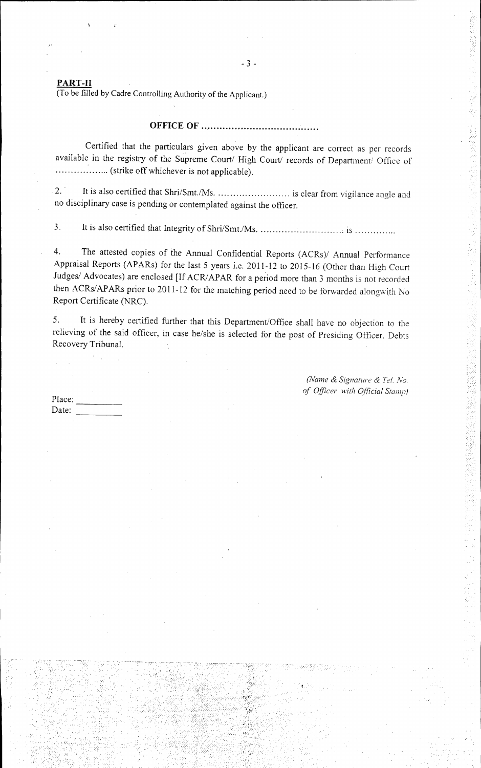**PART-II**

(To be filled by Cadre Controlling Authority of the Applicant.)

**OFFICE OF .......................................**

Certified that the particulars given above by the applicant are correct as per records available in the registry of the Supreme Court/ High Court/ records of Department/ Office of .................. (strike off whichever is not applicable).

2. It is also certified that Shri/Smt./Ms. ........................ is clear from vigilance angle and no disciplinary case is pending or contemplated against the officer.

3. It is also certified that Integrity of Shri/Smt./Ms. ............................ is ..............

4. The attested copies of the Annual Confidential Reports (ACRs)/ Annual Performance Appraisal Reports (APARs) for the last 5 years i.e. 2011-12 to 2015-16 (Other than High Court Judges/ Advocates) are enclosed [If ACR/APAR for a period more than 3 months is not recorded then ACRs/APARs prior to 2011-12 for the matching period need to be forwarded alongwith No Report Certificate (NRC).

5. It is hereby certified further that this Department/Office shall have no objection to the relieving of the said officer, in case he/she is selected for the post of Presiding Officer, Debts Recovery Tribunal.

*(Name & Signature & Tel. No. of Officer with Official Stamp)*

Place: __________

Date: __________